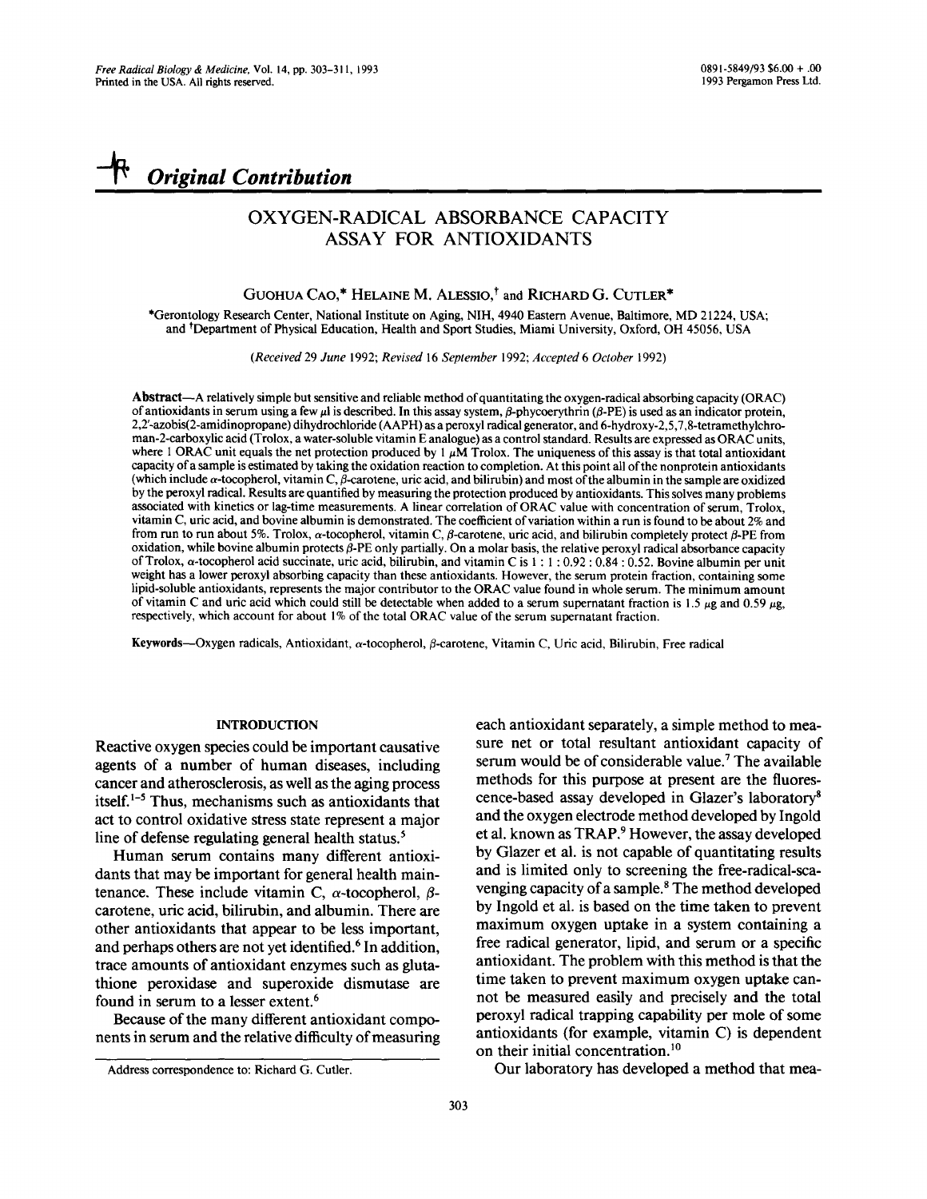## Original Contribution

# OXYGEN-RADICAL ABSORBANCE CAPACITY ASSAY FOR ANTIOXIDANTS

GUOHUA CAO,* HELAINE M. ALESSIO,† and RICHARD G. CUTLER*

*Gerontology Research Center, National Institute on Aging, NIH, 4940 Eastern Avenue, Baltimore, MD 21224, USA; and †Department of Physical Education, Health and Sport Studies, Miami University, Oxford, OH 45056, USA

*(Received 29 June 1992; Revised 16 September 1992; Accepted 6 October 1992)*

**Abstract**—A relatively simple but sensitive and reliable method of quantitating the oxygen-radical absorbing capacity (ORAC) of antioxidants in serum using a few μl is described. In this assay system, β-phycoerythrin (β-PE) is used as an indicator protein, 2,2′-azobis(2-amidinopropane) dihydrochloride (AAPH) as a peroxyl radical generator, and 6-hydroxy-2,5,7,8-tetramethylchroman-2-carboxylic acid (Trolox, a water-soluble vitamin E analogue) as a control standard. Results are expressed as ORAC units, where 1 ORAC unit equals the net protection produced by 1 μM Trolox. The uniqueness of this assay is that total antioxidant capacity of a sample is estimated by taking the oxidation reaction to completion. At this point all of the nonprotein antioxidants (which include α-tocopherol, vitamin C, β-carotene, uric acid, and bilirubin) and most of the albumin in the sample are oxidized by the peroxyl radical. Results are quantified by measuring the protection produced by antioxidants. This solves many problems associated with kinetics or lag-time measurements. A linear correlation of ORAC value with concentration of serum, Trolox, vitamin C, uric acid, and bovine albumin is demonstrated. The coefficient of variation within a run is found to be about 2% and from run to run about 5%. Trolox, α-tocopherol, vitamin C, β-carotene, uric acid, and bilirubin completely protect β-PE from oxidation, while bovine albumin protects β-PE only partially. On a molar basis, the relative peroxyl radical absorbance capacity of Trolox, α-tocopherol acid succinate, uric acid, bilirubin, and vitamin C is 1 : 1 : 0.92 : 0.84 : 0.52. Bovine albumin per unit weight has a lower peroxyl absorbing capacity than these antioxidants. However, the serum protein fraction, containing some lipid-soluble antioxidants, represents the major contributor to the ORAC value found in whole serum. The minimum amount of vitamin C and uric acid which could still be detectable when added to a serum supernatant fraction is 1.5 μg and 0.59 μg, respectively, which account for about 1% of the total ORAC value of the serum supernatant fraction.

**Keywords**—Oxygen radicals, Antioxidant, α-tocopherol, β-carotene, Vitamin C, Uric acid, Bilirubin, Free radical

## INTRODUCTION

Reactive oxygen species could be important causative agents of a number of human diseases, including cancer and atherosclerosis, as well as the aging process itself.[1–5] Thus, mechanisms such as antioxidants that act to control oxidative stress state represent a major line of defense regulating general health status.[5]

Human serum contains many different antioxidants that may be important for general health maintenance. These include vitamin C, α-tocopherol, β-carotene, uric acid, bilirubin, and albumin. There are other antioxidants that appear to be less important, and perhaps others are not yet identified.[6] In addition, trace amounts of antioxidant enzymes such as glutathione peroxidase and superoxide dismutase are found in serum to a lesser extent.[6]

Because of the many different antioxidant components in serum and the relative difficulty of measuring each antioxidant separately, a simple method to measure net or total resultant antioxidant capacity of serum would be of considerable value.[7] The available methods for this purpose at present are the fluorescence-based assay developed in Glazer's laboratory[8] and the oxygen electrode method developed by Ingold et al. known as TRAP.[9] However, the assay developed by Glazer et al. is not capable of quantitating results and is limited only to screening the free-radical-scavenging capacity of a sample.[8] The method developed by Ingold et al. is based on the time taken to prevent maximum oxygen uptake in a system containing a free radical generator, lipid, and serum or a specific antioxidant. The problem with this method is that the time taken to prevent maximum oxygen uptake cannot be measured easily and precisely and the total peroxyl radical trapping capability per mole of some antioxidants (for example, vitamin C) is dependent on their initial concentration.[10]

Our laboratory has developed a method that mea-

Address correspondence to: Richard G. Cutler.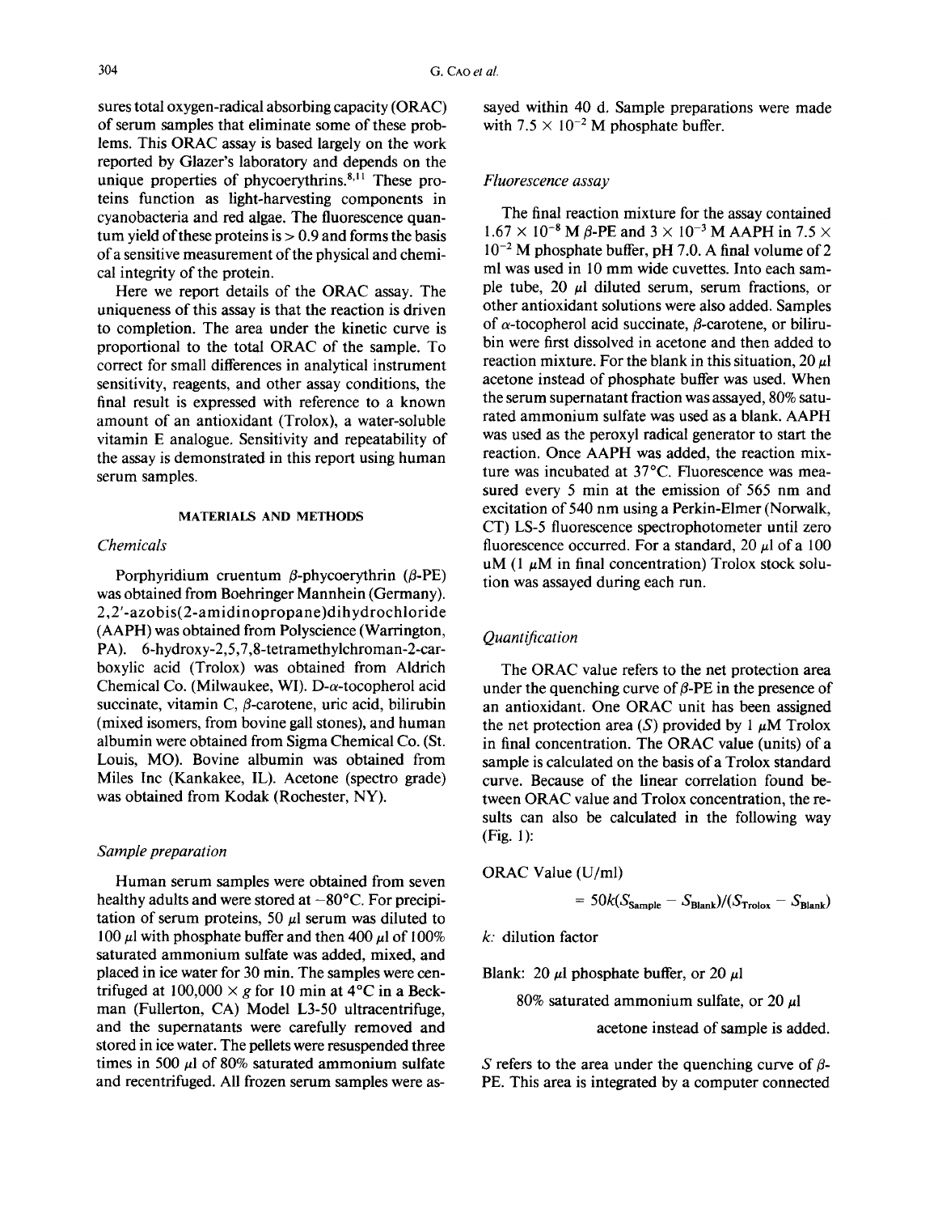sures total oxygen-radical absorbing capacity (ORAC) of serum samples that eliminate some of these problems. This ORAC assay is based largely on the work reported by Glazer's laboratory and depends on the unique properties of phycoerythrins.[8,11] These proteins function as light-harvesting components in cyanobacteria and red algae. The fluorescence quantum yield of these proteins is > 0.9 and forms the basis of a sensitive measurement of the physical and chemical integrity of the protein.

Here we report details of the ORAC assay. The uniqueness of this assay is that the reaction is driven to completion. The area under the kinetic curve is proportional to the total ORAC of the sample. To correct for small differences in analytical instrument sensitivity, reagents, and other assay conditions, the final result is expressed with reference to a known amount of an antioxidant (Trolox), a water-soluble vitamin E analogue. Sensitivity and repeatability of the assay is demonstrated in this report using human serum samples.

## MATERIALS AND METHODS

### *Chemicals*

Porphyridium cruentum β-phycoerythrin (β-PE) was obtained from Boehringer Mannhein (Germany). 2,2′-azobis(2-amidinopropane)dihydrochloride (AAPH) was obtained from Polyscience (Warrington, PA). 6-hydroxy-2,5,7,8-tetramethylchroman-2-carboxylic acid (Trolox) was obtained from Aldrich Chemical Co. (Milwaukee, WI). D-α-tocopherol acid succinate, vitamin C, β-carotene, uric acid, bilirubin (mixed isomers, from bovine gall stones), and human albumin were obtained from Sigma Chemical Co. (St. Louis, MO). Bovine albumin was obtained from Miles Inc (Kankakee, IL). Acetone (spectro grade) was obtained from Kodak (Rochester, NY).

### *Sample preparation*

Human serum samples were obtained from seven healthy adults and were stored at −80°C. For precipitation of serum proteins, 50 μl serum was diluted to 100 μl with phosphate buffer and then 400 μl of 100% saturated ammonium sulfate was added, mixed, and placed in ice water for 30 min. The samples were centrifuged at 100,000 × *g* for 10 min at 4°C in a Beckman (Fullerton, CA) Model L3-50 ultracentrifuge, and the supernatants were carefully removed and stored in ice water. The pellets were resuspended three times in 500 μl of 80% saturated ammonium sulfate and recentrifuged. All frozen serum samples were assayed within 40 d. Sample preparations were made with $7.5 \times 10^{-2}$ M phosphate buffer.

### *Fluorescence assay*

The final reaction mixture for the assay contained $1.67 \times 10^{-8}$ M β-PE and $3 \times 10^{-3}$ M AAPH in $7.5 \times 10^{-2}$ M phosphate buffer, pH 7.0. A final volume of 2 ml was used in 10 mm wide cuvettes. Into each sample tube, 20 μl diluted serum, serum fractions, or other antioxidant solutions were also added. Samples of α-tocopherol acid succinate, β-carotene, or bilirubin were first dissolved in acetone and then added to reaction mixture. For the blank in this situation, 20 μl acetone instead of phosphate buffer was used. When the serum supernatant fraction was assayed, 80% saturated ammonium sulfate was used as a blank. AAPH was used as the peroxyl radical generator to start the reaction. Once AAPH was added, the reaction mixture was incubated at 37°C. Fluorescence was measured every 5 min at the emission of 565 nm and excitation of 540 nm using a Perkin-Elmer (Norwalk, CT) LS-5 fluorescence spectrophotometer until zero fluorescence occurred. For a standard, 20 μl of a 100 uM (1 μM in final concentration) Trolox stock solution was assayed during each run.

### *Quantification*

The ORAC value refers to the net protection area under the quenching curve of β-PE in the presence of an antioxidant. One ORAC unit has been assigned the net protection area ($S$) provided by 1 μM Trolox in final concentration. The ORAC value (units) of a sample is calculated on the basis of a Trolox standard curve. Because of the linear correlation found between ORAC value and Trolox concentration, the results can also be calculated in the following way (Fig. 1):

ORAC Value (U/ml)

$$= 50k(S_{Sample} - S_{Blank})/(S_{Trolox} - S_{Blank})$$

*k:* dilution factor

Blank: 20 μl phosphate buffer, or 20 μl 80% saturated ammonium sulfate, or 20 μl acetone instead of sample is added.

$S$ refers to the area under the quenching curve of β-PE. This area is integrated by a computer connected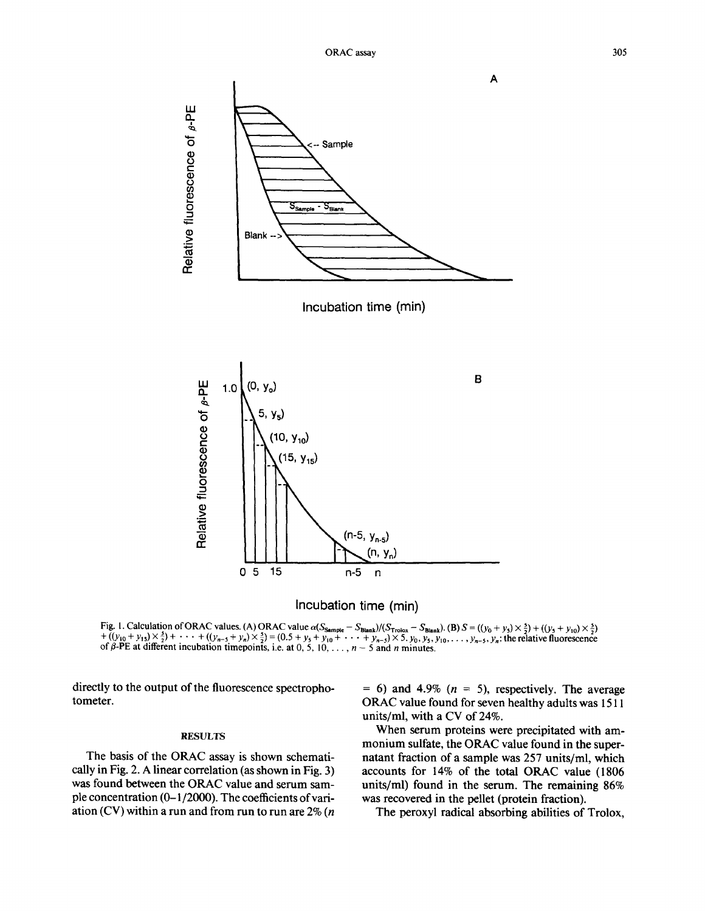Fig. 1. Calculation of ORAC values. (A) ORAC value $\alpha(S_{Sample} - S_{Blank})/(S_{Trolox} - S_{Blank})$. (B) $S = ((y_0 + y_5) \times \frac{5}{2}) + ((y_5 + y_{10}) \times \frac{5}{2}) + ((y_{10} + y_{15}) \times \frac{5}{2}) + \cdots + ((y_{n-5} + y_n) \times \frac{5}{2}) = (0.5 + y_5 + y_{10} + \cdots + y_{n-5}) \times 5$. $y_0, y_5, y_{10}, \ldots, y_{n-5}, y_n$: the relative fluorescence of $\beta$-PE at different incubation timepoints, i.e. at 0, 5, 10, ..., $n - 5$ and $n$ minutes.

directly to the output of the fluorescence spectrophotometer.

## RESULTS

The basis of the ORAC assay is shown schematically in Fig. 2. A linear correlation (as shown in Fig. 3) was found between the ORAC value and serum sample concentration (0–1/2000). The coefficients of variation (CV) within a run and from run to run are 2% ($n$ = 6) and 4.9% ($n$ = 5), respectively. The average ORAC value found for seven healthy adults was 1511 units/ml, with a CV of 24%.

When serum proteins were precipitated with ammonium sulfate, the ORAC value found in the supernatant fraction of a sample was 257 units/ml, which accounts for 14% of the total ORAC value (1806 units/ml) found in the serum. The remaining 86% was recovered in the pellet (protein fraction).

The peroxyl radical absorbing abilities of Trolox,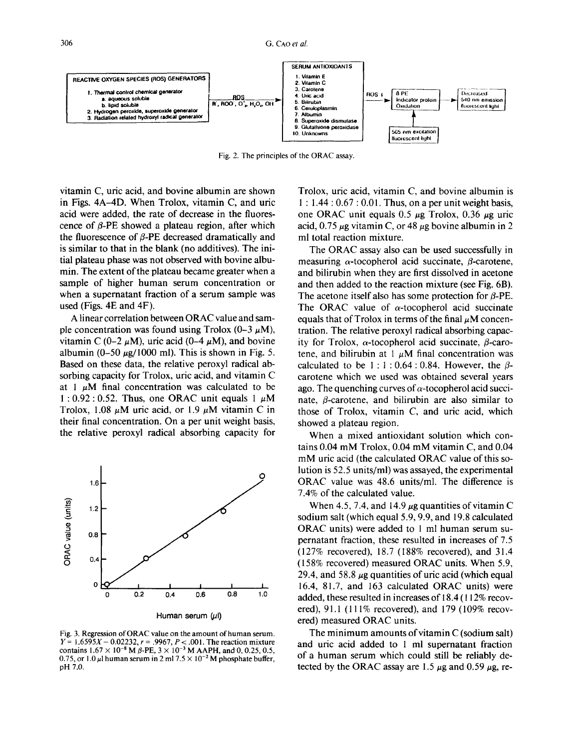Fig. 2. The principles of the ORAC assay.

vitamin C, uric acid, and bovine albumin are shown in Figs. 4A–4D. When Trolox, vitamin C, and uric acid were added, the rate of decrease in the fluorescence of β-PE showed a plateau region, after which the fluorescence of β-PE decreased dramatically and is similar to that in the blank (no additives). The initial plateau phase was not observed with bovine albumin. The extent of the plateau became greater when a sample of higher human serum concentration or when a supernatant fraction of a serum sample was used (Figs. 4E and 4F).

A linear correlation between ORAC value and sample concentration was found using Trolox (0–3 μM), vitamin C (0–2 μM), uric acid (0–4 μM), and bovine albumin (0–50 μg/1000 ml). This is shown in Fig. 5. Based on these data, the relative peroxyl radical absorbing capacity for Trolox, uric acid, and vitamin C at 1 μM final concentration was calculated to be 1 : 0.92 : 0.52. Thus, one ORAC unit equals 1 μM Trolox, 1.08 μM uric acid, or 1.9 μM vitamin C in their final concentration. On a per unit weight basis, the relative peroxyl radical absorbing capacity for Trolox, uric acid, vitamin C, and bovine albumin is 1 : 1.44 : 0.67 : 0.01. Thus, on a per unit weight basis, one ORAC unit equals 0.5 μg Trolox, 0.36 μg uric acid, 0.75 μg vitamin C, or 48 μg bovine albumin in 2 ml total reaction mixture.

The ORAC assay also can be used successfully in measuring α-tocopherol acid succinate, β-carotene, and bilirubin when they are first dissolved in acetone and then added to the reaction mixture (see Fig. 6B). The acetone itself also has some protection for β-PE. The ORAC value of α-tocopherol acid succinate equals that of Trolox in terms of the final μM concentration. The relative peroxyl radical absorbing capacity for Trolox, α-tocopherol acid succinate, β-carotene, and bilirubin at 1 μM final concentration was calculated to be 1 : 1 : 0.64 : 0.84. However, the β-carotene which we used was obtained several years ago. The quenching curves of α-tocopherol acid succinate, β-carotene, and bilirubin are also similar to those of Trolox, vitamin C, and uric acid, which showed a plateau region.

When a mixed antioxidant solution which contains 0.04 mM Trolox, 0.04 mM vitamin C, and 0.04 mM uric acid (the calculated ORAC value of this solution is 52.5 units/ml) was assayed, the experimental ORAC value was 48.6 units/ml. The difference is 7.4% of the calculated value.

When 4.5, 7.4, and 14.9 μg quantities of vitamin C sodium salt (which equal 5.9, 9.9, and 19.8 calculated ORAC units) were added to 1 ml human serum supernatant fraction, these resulted in increases of 7.5 (127% recovered), 18.7 (188% recovered), and 31.4 (158% recovered) measured ORAC units. When 5.9, 29.4, and 58.8 μg quantities of uric acid (which equal 16.4, 81.7, and 163 calculated ORAC units) were added, these resulted in increases of 18.4 (112% recovered), 91.1 (111% recovered), and 179 (109% recovered) measured ORAC units.

The minimum amounts of vitamin C (sodium salt) and uric acid added to 1 ml supernatant fraction of a human serum which could still be reliably detected by the ORAC assay are 1.5 μg and 0.59 μg, re-

Fig. 3. Regression of ORAC value on the amount of human serum. $Y = 1.6595X - 0.02232$, $r = .9967$, $P < .001$. The reaction mixture contains $1.67 \times 10^{-8}$ M β-PE, $3 \times 10^{-3}$ M AAPH, and 0, 0.25, 0.5, 0.75, or 1.0 μl human serum in 2 ml $7.5 \times 10^{-2}$ M phosphate buffer, pH 7.0.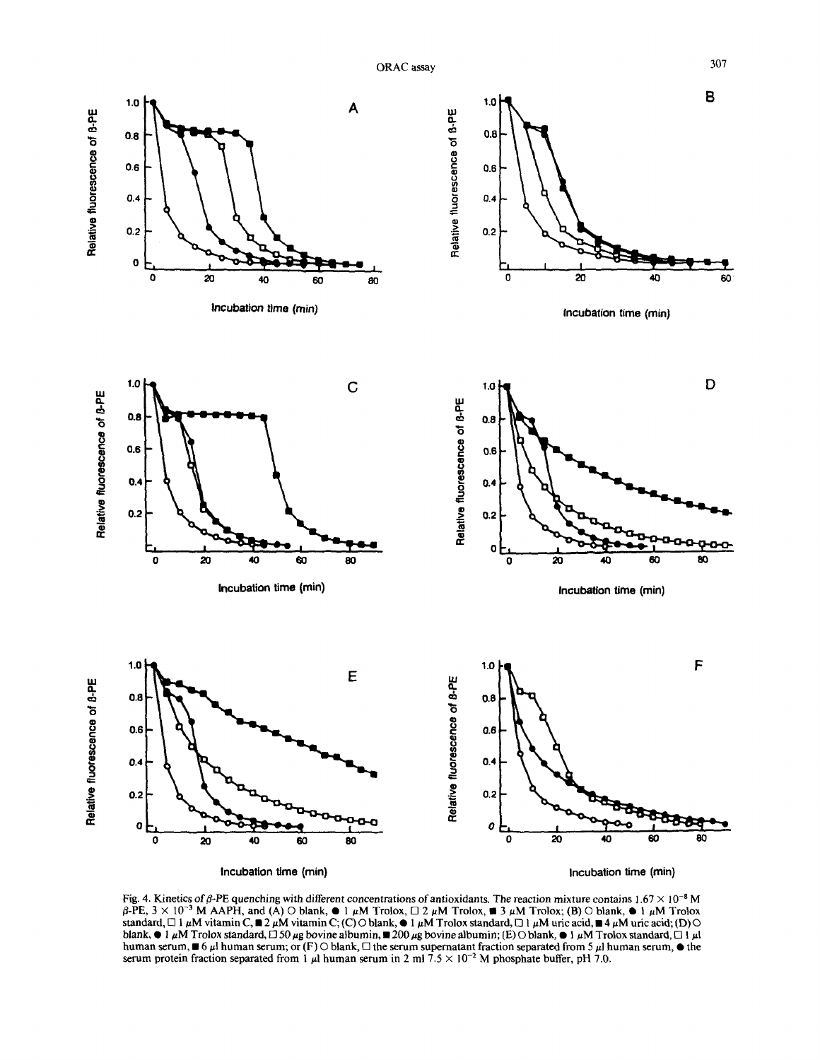Fig. 4. Kinetics of $\beta$-PE quenching with different concentrations of antioxidants. The reaction mixture contains $1.67 \times 10^{-8}$ M $\beta$-PE, $3 \times 10^{-3}$ M AAPH, and (A) ○ blank, ● 1 $\mu$M Trolox, □ 2 $\mu$M Trolox, ■ 3 $\mu$M Trolox; (B) ○ blank, ● 1 $\mu$M Trolox standard, □ 1 $\mu$M vitamin C, ■ 2 $\mu$M vitamin C; (C) ○ blank, ● 1 $\mu$M Trolox standard, □ 1 $\mu$M uric acid, ■ 4 $\mu$M uric acid; (D) ○ blank, ● 1 $\mu$M Trolox standard, □ 50 $\mu$g bovine albumin, ■ 200 $\mu$g bovine albumin; (E) ○ blank, ● 1 $\mu$M Trolox standard, □ 1 $\mu$l human serum, ■ 6 $\mu$l human serum; or (F) ○ blank, □ the serum supernatant fraction separated from 5 $\mu$l human serum, ● the serum protein fraction separated from 1 $\mu$l human serum in 2 ml $7.5 \times 10^{-2}$ M phosphate buffer, pH 7.0.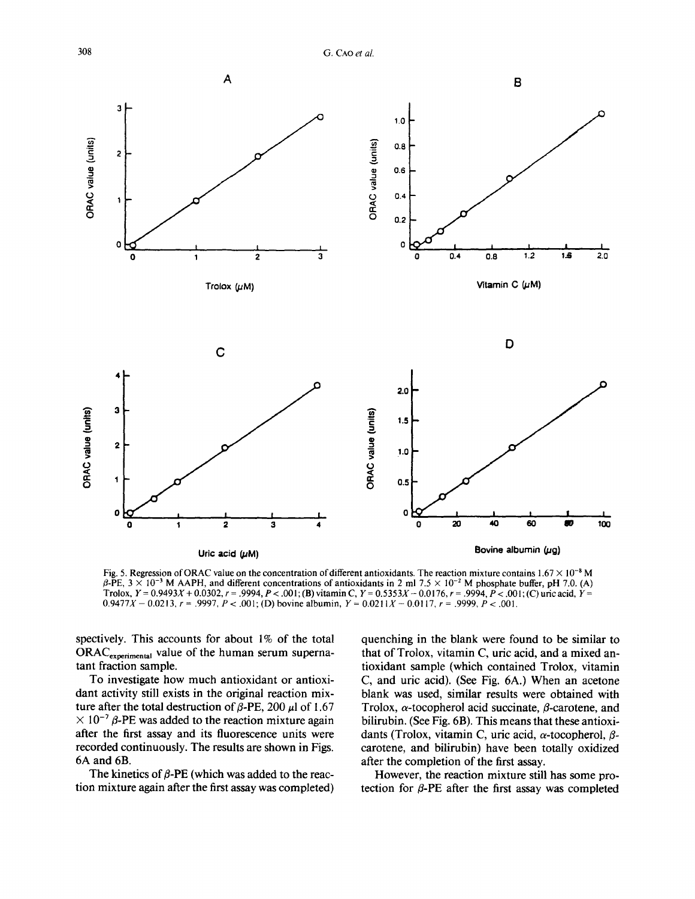Fig. 5. Regression of ORAC value on the concentration of different antioxidants. The reaction mixture contains $1.67 \times 10^{-8}$ M $\beta$-PE, $3 \times 10^{-3}$ M AAPH, and different concentrations of antioxidants in 2 ml $7.5 \times 10^{-2}$ M phosphate buffer, pH 7.0. (A) Trolox, $Y = 0.9493X + 0.0302$, $r = .9994$, $P < .001$; (B) vitamin C, $Y = 0.5353X - 0.0176$, $r = .9994$, $P < .001$; (C) uric acid, $Y = 0.9477X - 0.0213$, $r = .9997$, $P < .001$; (D) bovine albumin, $Y = 0.0211X - 0.0117$, $r = .9999$, $P < .001$.

spectively. This accounts for about 1% of the total $ORAC_{experimental}$ value of the human serum supernatant fraction sample.

To investigate how much antioxidant or antioxidant activity still exists in the original reaction mixture after the total destruction of $\beta$-PE, 200 $\mu$l of $1.67 \times 10^{-7}$ $\beta$-PE was added to the reaction mixture again after the first assay and its fluorescence units were recorded continuously. The results are shown in Figs. 6A and 6B.

The kinetics of $\beta$-PE (which was added to the reaction mixture again after the first assay was completed) quenching in the blank were found to be similar to that of Trolox, vitamin C, uric acid, and a mixed antioxidant sample (which contained Trolox, vitamin C, and uric acid). (See Fig. 6A.) When an acetone blank was used, similar results were obtained with Trolox, $\alpha$-tocopherol acid succinate, $\beta$-carotene, and bilirubin. (See Fig. 6B). This means that these antioxidants (Trolox, vitamin C, uric acid, $\alpha$-tocopherol, $\beta$-carotene, and bilirubin) have been totally oxidized after the completion of the first assay.

However, the reaction mixture still has some protection for $\beta$-PE after the first assay was completed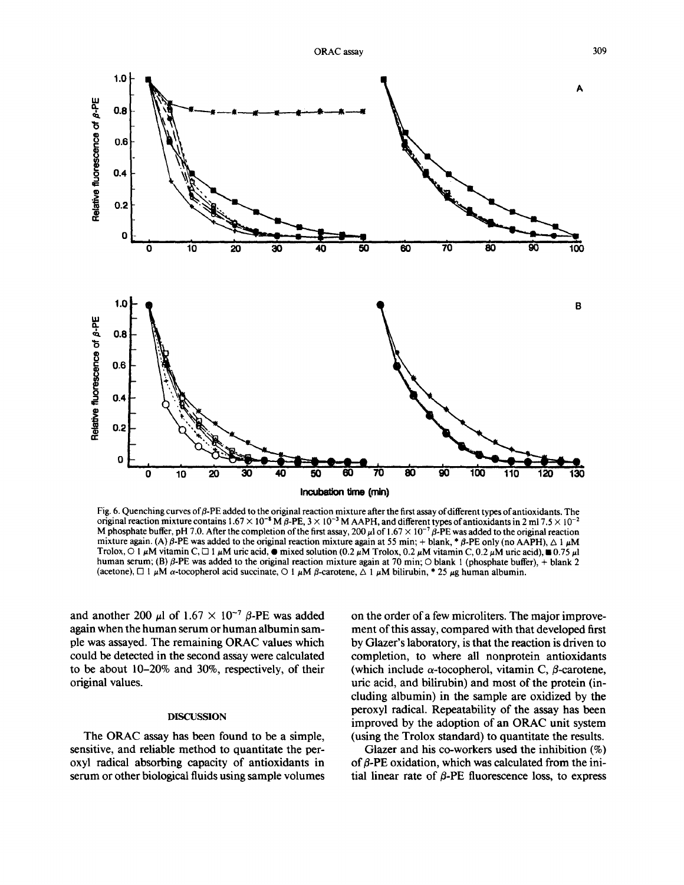Fig. 6. Quenching curves of β-PE added to the original reaction mixture after the first assay of different types of antioxidants. The original reaction mixture contains $1.67 \times 10^{-8}$ M β-PE, $3 \times 10^{-3}$ M AAPH, and different types of antioxidants in 2 ml $7.5 \times 10^{-2}$ M phosphate buffer, pH 7.0. After the completion of the first assay, 200 μl of $1.67 \times 10^{-7}$ β-PE was added to the original reaction mixture again. (A) β-PE was added to the original reaction mixture again at 55 min; + blank, * β-PE only (no AAPH), △ 1 μM Trolox, ○ 1 μM vitamin C, □ 1 μM uric acid, ● mixed solution (0.2 μM Trolox, 0.2 μM vitamin C, 0.2 μM uric acid), ■ 0.75 μl human serum; (B) β-PE was added to the original reaction mixture again at 70 min; ○ blank 1 (phosphate buffer), + blank 2 (acetone), □ 1 μM α-tocopherol acid succinate, ○ 1 μM β-carotene, △ 1 μM bilirubin, * 25 μg human albumin.

and another 200 μl of $1.67 \times 10^{-7}$ β-PE was added again when the human serum or human albumin sample was assayed. The remaining ORAC values which could be detected in the second assay were calculated to be about 10–20% and 30%, respectively, of their original values.

## DISCUSSION

The ORAC assay has been found to be a simple, sensitive, and reliable method to quantitate the peroxyl radical absorbing capacity of antioxidants in serum or other biological fluids using sample volumes on the order of a few microliters. The major improvement of this assay, compared with that developed first by Glazer's laboratory, is that the reaction is driven to completion, to where all nonprotein antioxidants (which include α-tocopherol, vitamin C, β-carotene, uric acid, and bilirubin) and most of the protein (including albumin) in the sample are oxidized by the peroxyl radical. Repeatability of the assay has been improved by the adoption of an ORAC unit system (using the Trolox standard) to quantitate the results.

Glazer and his co-workers used the inhibition (%) of β-PE oxidation, which was calculated from the initial linear rate of β-PE fluorescence loss, to express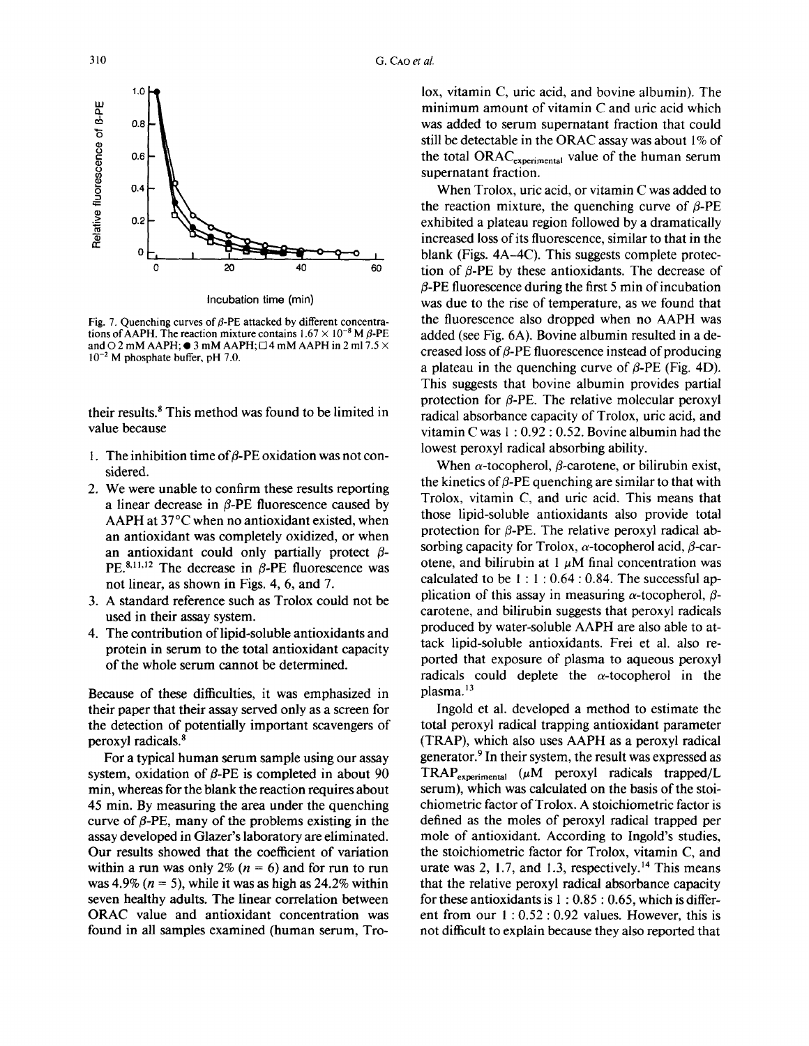Fig. 7. Quenching curves of $\beta$-PE attacked by different concentrations of AAPH. The reaction mixture contains $1.67 \times 10^{-8}$ M $\beta$-PE and ○ 2 mM AAPH; ● 3 mM AAPH; □ 4 mM AAPH in 2 ml $7.5 \times 10^{-2}$ M phosphate buffer, pH 7.0.

their results.[8] This method was found to be limited in value because

1. The inhibition time of $\beta$-PE oxidation was not considered.
2. We were unable to confirm these results reporting a linear decrease in $\beta$-PE fluorescence caused by AAPH at 37°C when no antioxidant existed, when an antioxidant was completely oxidized, or when an antioxidant could only partially protect $\beta$-PE.[8,11,12] The decrease in $\beta$-PE fluorescence was not linear, as shown in Figs. 4, 6, and 7.
3. A standard reference such as Trolox could not be used in their assay system.
4. The contribution of lipid-soluble antioxidants and protein in serum to the total antioxidant capacity of the whole serum cannot be determined.

Because of these difficulties, it was emphasized in their paper that their assay served only as a screen for the detection of potentially important scavengers of peroxyl radicals.[8]

For a typical human serum sample using our assay system, oxidation of $\beta$-PE is completed in about 90 min, whereas for the blank the reaction requires about 45 min. By measuring the area under the quenching curve of $\beta$-PE, many of the problems existing in the assay developed in Glazer's laboratory are eliminated. Our results showed that the coefficient of variation within a run was only 2% ($n = 6$) and for run to run was 4.9% ($n = 5$), while it was as high as 24.2% within seven healthy adults. The linear correlation between ORAC value and antioxidant concentration was found in all samples examined (human serum, Trolox, vitamin C, uric acid, and bovine albumin). The minimum amount of vitamin C and uric acid which was added to serum supernatant fraction that could still be detectable in the ORAC assay was about 1% of the total $ORAC_{experimental}$ value of the human serum supernatant fraction.

When Trolox, uric acid, or vitamin C was added to the reaction mixture, the quenching curve of $\beta$-PE exhibited a plateau region followed by a dramatically increased loss of its fluorescence, similar to that in the blank (Figs. 4A–4C). This suggests complete protection of $\beta$-PE by these antioxidants. The decrease of $\beta$-PE fluorescence during the first 5 min of incubation was due to the rise of temperature, as we found that the fluorescence also dropped when no AAPH was added (see Fig. 6A). Bovine albumin resulted in a decreased loss of $\beta$-PE fluorescence instead of producing a plateau in the quenching curve of $\beta$-PE (Fig. 4D). This suggests that bovine albumin provides partial protection for $\beta$-PE. The relative molecular peroxyl radical absorbance capacity of Trolox, uric acid, and vitamin C was 1 : 0.92 : 0.52. Bovine albumin had the lowest peroxyl radical absorbing ability.

When $\alpha$-tocopherol, $\beta$-carotene, or bilirubin exist, the kinetics of $\beta$-PE quenching are similar to that with Trolox, vitamin C, and uric acid. This means that those lipid-soluble antioxidants also provide total protection for $\beta$-PE. The relative peroxyl radical absorbing capacity for Trolox, $\alpha$-tocopherol acid, $\beta$-carotene, and bilirubin at 1 $\mu$M final concentration was calculated to be 1 : 1 : 0.64 : 0.84. The successful application of this assay in measuring $\alpha$-tocopherol, $\beta$-carotene, and bilirubin suggests that peroxyl radicals produced by water-soluble AAPH are also able to attack lipid-soluble antioxidants. Frei et al. also reported that exposure of plasma to aqueous peroxyl radicals could deplete the $\alpha$-tocopherol in the plasma.[13]

Ingold et al. developed a method to estimate the total peroxyl radical trapping antioxidant parameter (TRAP), which also uses AAPH as a peroxyl radical generator.[9] In their system, the result was expressed as $TRAP_{experimental}$ ($\mu$M peroxyl radicals trapped/L serum), which was calculated on the basis of the stoichiometric factor of Trolox. A stoichiometric factor is defined as the moles of peroxyl radical trapped per mole of antioxidant. According to Ingold's studies, the stoichiometric factor for Trolox, vitamin C, and urate was 2, 1.7, and 1.3, respectively.[14] This means that the relative peroxyl radical absorbance capacity for these antioxidants is 1 : 0.85 : 0.65, which is different from our 1 : 0.52 : 0.92 values. However, this is not difficult to explain because they also reported that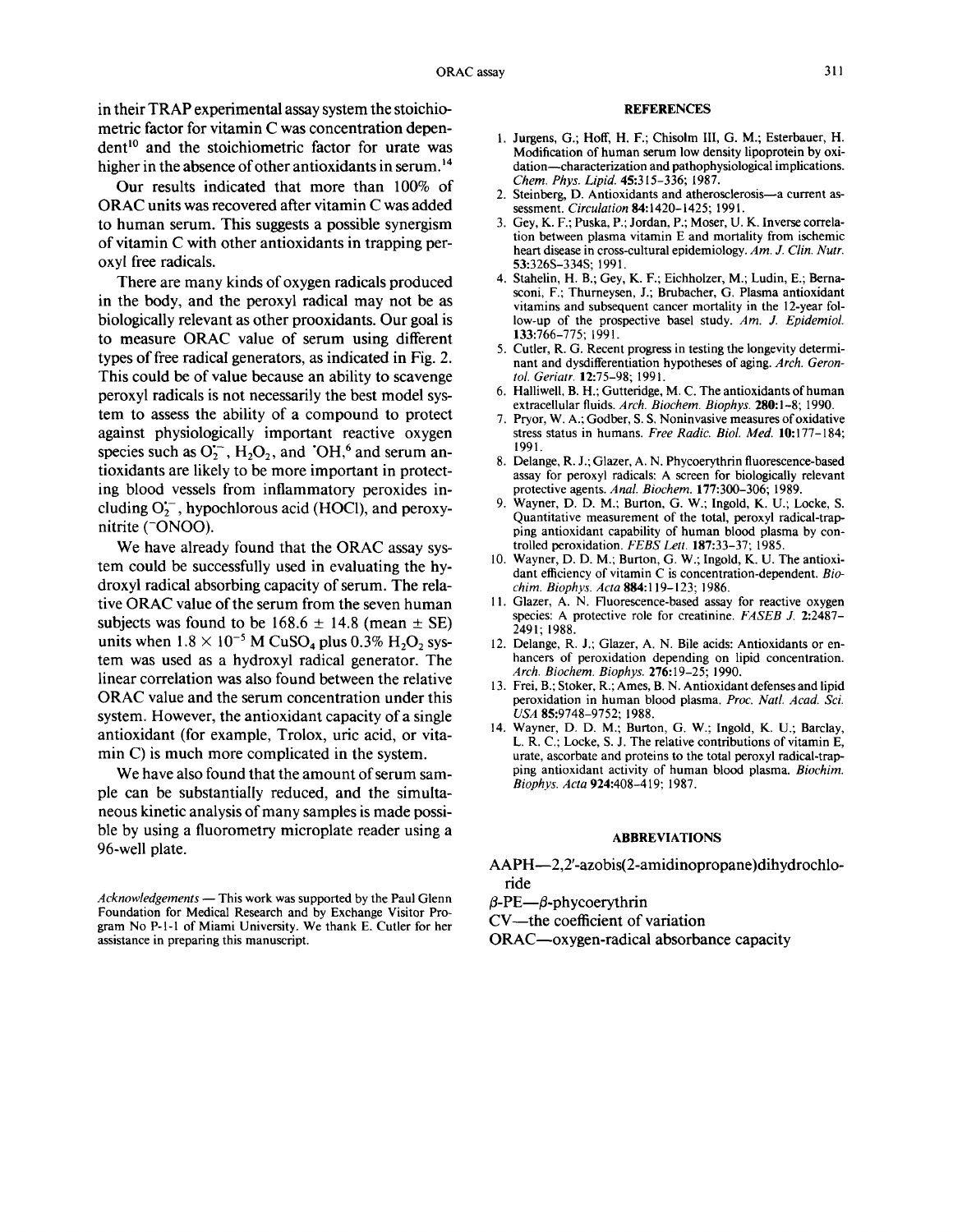in their TRAP experimental assay system the stoichiometric factor for vitamin C was concentration dependent[10] and the stoichiometric factor for urate was higher in the absence of other antioxidants in serum.[14]

Our results indicated that more than 100% of ORAC units was recovered after vitamin C was added to human serum. This suggests a possible synergism of vitamin C with other antioxidants in trapping peroxyl free radicals.

There are many kinds of oxygen radicals produced in the body, and the peroxyl radical may not be as biologically relevant as other prooxidants. Our goal is to measure ORAC value of serum using different types of free radical generators, as indicated in Fig. 2. This could be of value because an ability to scavenge peroxyl radicals is not necessarily the best model system to assess the ability of a compound to protect against physiologically important reactive oxygen species such as $O_2^{\cdot-}$, $H_2O_2$, and $^{\cdot}OH$,[6] and serum antioxidants are likely to be more important in protecting blood vessels from inflammatory peroxides including $O_2^{\cdot-}$, hypochlorous acid (HOCl), and peroxynitrite ($^{-}ONOO$).

We have already found that the ORAC assay system could be successfully used in evaluating the hydroxyl radical absorbing capacity of serum. The relative ORAC value of the serum from the seven human subjects was found to be $168.6 \pm 14.8$ (mean $\pm$ SE) units when $1.8 \times 10^{-5}$ M $CuSO_4$ plus 0.3% $H_2O_2$ system was used as a hydroxyl radical generator. The linear correlation was also found between the relative ORAC value and the serum concentration under this system. However, the antioxidant capacity of a single antioxidant (for example, Trolox, uric acid, or vitamin C) is much more complicated in the system.

We have also found that the amount of serum sample can be substantially reduced, and the simultaneous kinetic analysis of many samples is made possible by using a fluorometry microplate reader using a 96-well plate.

*Acknowledgements* — This work was supported by the Paul Glenn Foundation for Medical Research and by Exchange Visitor Program No P-1-1 of Miami University. We thank E. Cutler for her assistance in preparing this manuscript.

## REFERENCES

1. Jurgens, G.; Hoff, H. F.; Chisolm III, G. M.; Esterbauer, H. Modification of human serum low density lipoprotein by oxidation—characterization and pathophysiological implications. *Chem. Phys. Lipid.* **45**:315–336; 1987.
2. Steinberg, D. Antioxidants and atherosclerosis—a current assessment. *Circulation* **84**:1420–1425; 1991.
3. Gey, K. F.; Puska, P.; Jordan, P.; Moser, U. K. Inverse correlation between plasma vitamin E and mortality from ischemic heart disease in cross-cultural epidemiology. *Am. J. Clin. Nutr.* **53**:326S–334S; 1991.
4. Stahelin, H. B.; Gey, K. F.; Eichholzer, M.; Ludin, E.; Bernasconi, F.; Thurneysen, J.; Brubacher, G. Plasma antioxidant vitamins and subsequent cancer mortality in the 12-year follow-up of the prospective basel study. *Am. J. Epidemiol.* **133**:766–775; 1991.
5. Cutler, R. G. Recent progress in testing the longevity determinant and dysdifferentiation hypotheses of aging. *Arch. Gerontol. Geriatr.* **12**:75–98; 1991.
6. Halliwell, B. H.; Gutteridge, M. C. The antioxidants of human extracellular fluids. *Arch. Biochem. Biophys.* **280**:1–8; 1990.
7. Pryor, W. A.; Godber, S. S. Noninvasive measures of oxidative stress status in humans. *Free Radic. Biol. Med.* **10**:177–184; 1991.
8. Delange, R. J.; Glazer, A. N. Phycoerythrin fluorescence-based assay for peroxyl radicals: A screen for biologically relevant protective agents. *Anal. Biochem.* **177**:300–306; 1989.
9. Wayner, D. D. M.; Burton, G. W.; Ingold, K. U.; Locke, S. Quantitative measurement of the total, peroxyl radical-trapping antioxidant capability of human blood plasma by controlled peroxidation. *FEBS Lett.* **187**:33–37; 1985.
10. Wayner, D. D. M.; Burton, G. W.; Ingold, K. U. The antioxidant efficiency of vitamin C is concentration-dependent. *Biochim. Biophys. Acta* **884**:119–123; 1986.
11. Glazer, A. N. Fluorescence-based assay for reactive oxygen species: A protective role for creatinine. *FASEB J.* **2**:2487–2491; 1988.
12. Delange, R. J.; Glazer, A. N. Bile acids: Antioxidants or enhancers of peroxidation depending on lipid concentration. *Arch. Biochem. Biophys.* **276**:19–25; 1990.
13. Frei, B.; Stoker, R.; Ames, B. N. Antioxidant defenses and lipid peroxidation in human blood plasma. *Proc. Natl. Acad. Sci. USA* **85**:9748–9752; 1988.
14. Wayner, D. D. M.; Burton, G. W.; Ingold, K. U.; Barclay, L. R. C.; Locke, S. J. The relative contributions of vitamin E, urate, ascorbate and proteins to the total peroxyl radical-trapping antioxidant activity of human blood plasma. *Biochim. Biophys. Acta* **924**:408–419; 1987.

## ABBREVIATIONS

AAPH—2,2′-azobis(2-amidinopropane)dihydrochloride

β-PE—β-phycoerythrin

CV—the coefficient of variation

ORAC—oxygen-radical absorbance capacity